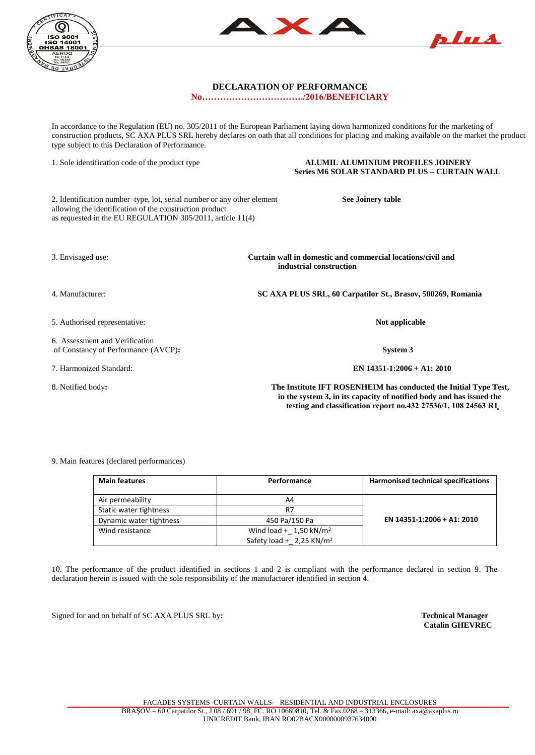# DECLARATION OF PERFORMANCE

**No……………………………/2016/BENEFICIARY**

In accordance to the Regulation (EU) no. 305/2011 of the European Parliament laying down harmonized conditions for the marketing of construction products, SC AXA PLUS SRL hereby declares on oath that all conditions for placing and making available on the market the product type subject to this Declaration of Performance.

1. Sole identification code of the product type — **ALUMIL ALUMINIUM PROFILES JOINERY Series M6 SOLAR STANDARD PLUS – CURTAIN WALL**

2. Identification number–type, lot, serial number or any other element allowing the identification of the construction product as requested in the EU REGULATION 305/2011, article 11(4) — **See Joinery table**

3. Envisaged use: — **Curtain wall in domestic and commercial locations/civil and industrial construction**

4. Manufacturer: — **SC AXA PLUS SRL, 60 Carpatilor St., Brasov, 500269, Romania**

5. Authorised representative: — **Not applicable**

6. Assessment and Verification of Constancy of Performance (AVCP)**:** — **System 3**

7. Harmonized Standard: — **EN 14351-1:2006 + A1: 2010**

8. Notified body**:** — **The Institute IFT ROSENHEIM has conducted the Initial Type Test, in the system 3, in its capacity of notified body and has issued the testing and classification report no.432 27536/1, 108 24563 R1**

9. Main features (declared performances)

| Main features | Performance | Harmonised technical specifications |
|---|---|---|
| Air permeability | A4 | EN 14351-1:2006 + A1: 2010 |
| Static water tightness | R7 | |
| Dynamic water tightness | 450 Pa/150 Pa | |
| Wind resistance | Wind load +_ 1,50 kN/m² <br> Safety load +_ 2,25 KN/m² | |

10. The performance of the product identified in sections 1 and 2 is compliant with the performance declared in section 9. The declaration herein is issued with the sole responsibility of the manufacturer identified in section 4.

Signed for and on behalf of SC AXA PLUS SRL by**:**

**Technical Manager**
**Catalin GHEVREC**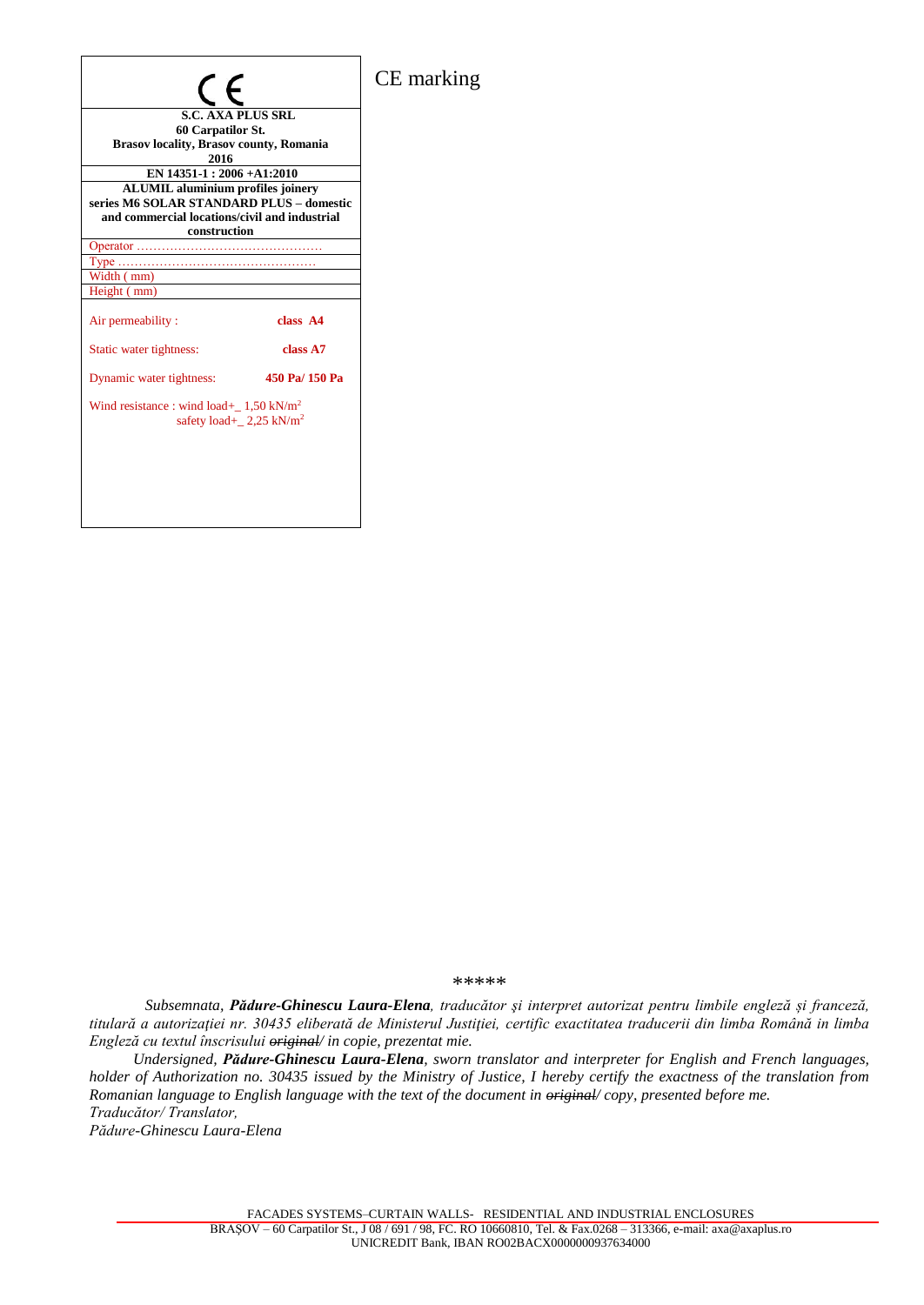| CE |
|---|
| **S.C. AXA PLUS SRL**<br>**60 Carpatilor St.**<br>**Brasov locality, Brasov county, Romania**<br>**2016** |
| **EN 14351-1 : 2006 +A1:2010** |
| **ALUMIL aluminium profiles joinery series M6 SOLAR STANDARD PLUS – domestic and commercial locations/civil and industrial construction** |
| Operator ……………………………………… |
| Type ………………………………………… |
| Width ( mm) |
| Height ( mm) |
| Air permeability : **class A4**<br><br>Static water tightness: **class A7**<br><br>Dynamic water tightness: **450 Pa/ 150 Pa**<br><br>Wind resistance : wind load+_ 1,50 kN/m²<br>safety load+_ 2,25 kN/m² |

CE marking

*****

*Subsemnata, **Pădure-Ghinescu Laura-Elena**, traducător şi interpret autorizat pentru limbile engleză şi franceză, titulară a autorizaţiei nr. 30435 eliberată de Ministerul Justiţiei, certific exactitatea traducerii din limba Română in limba Engleză cu textul înscrisului ~~original~~/ in copie, prezentat mie.*

*Undersigned, **Pădure-Ghinescu Laura-Elena**, sworn translator and interpreter for English and French languages, holder of Authorization no. 30435 issued by the Ministry of Justice, I hereby certify the exactness of the translation from Romanian language to English language with the text of the document in ~~original~~/ copy, presented before me.*

*Traducător/ Translator,*

*Pădure-Ghinescu Laura-Elena*

FACADES SYSTEMS–CURTAIN WALLS- RESIDENTIAL AND INDUSTRIAL ENCLOSURES

BRAŞOV – 60 Carpatilor St., J 08 / 691 / 98, FC. RO 10660810, Tel. & Fax.0268 – 313366, e-mail: axa@axaplus.ro

UNICREDIT Bank, IBAN RO02BACX0000000937634000